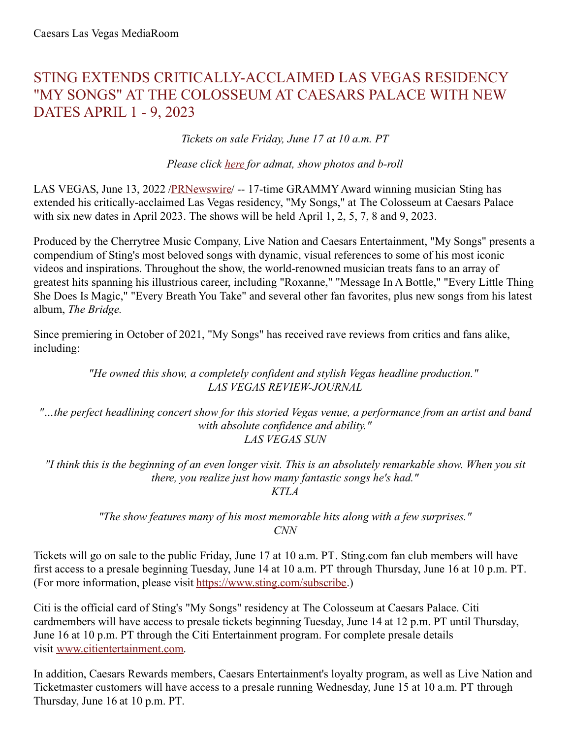Caesars Las Vegas MediaRoom

# STING EXTENDS CRITICALLY-ACCLAIMED LAS VEGAS RESIDENCY "MY SONGS" AT THE COLOSSEUM AT CAESARS PALACE WITH NEW DATES APRIL 1 - 9, 2023

*Tickets on sale Friday, June 17 at 10 a.m. PT*

*Please click [here](here) for admat, show photos and b-roll*

LAS VEGAS, June 13, 2022 /PRNewswire/ -- 17-time GRAMMY Award winning musician Sting has extended his critically-acclaimed Las Vegas residency, "My Songs," at The Colosseum at Caesars Palace with six new dates in April 2023. The shows will be held April 1, 2, 5, 7, 8 and 9, 2023.

Produced by the Cherrytree Music Company, Live Nation and Caesars Entertainment, "My Songs" presents a compendium of Sting's most beloved songs with dynamic, visual references to some of his most iconic videos and inspirations. Throughout the show, the world-renowned musician treats fans to an array of greatest hits spanning his illustrious career, including "Roxanne," "Message In A Bottle," "Every Little Thing She Does Is Magic," "Every Breath You Take" and several other fan favorites, plus new songs from his latest album, *The Bridge.*

Since premiering in October of 2021, "My Songs" has received rave reviews from critics and fans alike, including:

*"He owned this show, a completely confident and stylish Vegas headline production."*
*LAS VEGAS REVIEW-JOURNAL*

*"…the perfect headlining concert show for this storied Vegas venue, a performance from an artist and band with absolute confidence and ability."*
*LAS VEGAS SUN*

*"I think this is the beginning of an even longer visit. This is an absolutely remarkable show. When you sit there, you realize just how many fantastic songs he's had."*
*KTLA*

*"The show features many of his most memorable hits along with a few surprises."*
*CNN*

Tickets will go on sale to the public Friday, June 17 at 10 a.m. PT. Sting.com fan club members will have first access to a presale beginning Tuesday, June 14 at 10 a.m. PT through Thursday, June 16 at 10 p.m. PT. (For more information, please visit https://www.sting.com/subscribe.)

Citi is the official card of Sting's "My Songs" residency at The Colosseum at Caesars Palace. Citi cardmembers will have access to presale tickets beginning Tuesday, June 14 at 12 p.m. PT until Thursday, June 16 at 10 p.m. PT through the Citi Entertainment program. For complete presale details visit www.citientertainment.com.

In addition, Caesars Rewards members, Caesars Entertainment's loyalty program, as well as Live Nation and Ticketmaster customers will have access to a presale running Wednesday, June 15 at 10 a.m. PT through Thursday, June 16 at 10 p.m. PT.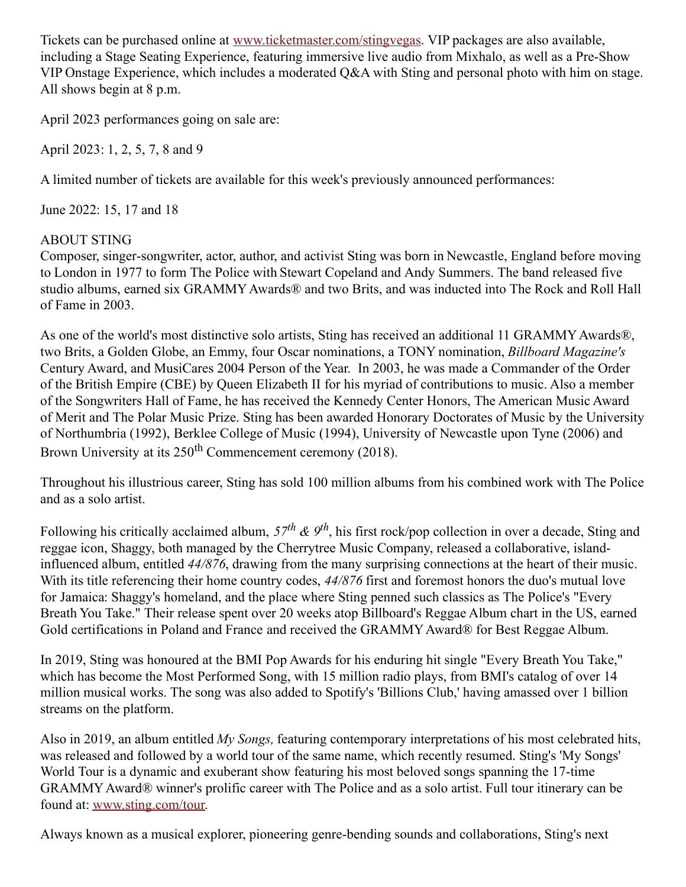Tickets can be purchased online at [www.ticketmaster.com/stingvegas](www.ticketmaster.com/stingvegas). VIP packages are also available, including a Stage Seating Experience, featuring immersive live audio from Mixhalo, as well as a Pre-Show VIP Onstage Experience, which includes a moderated Q&A with Sting and personal photo with him on stage. All shows begin at 8 p.m.

April 2023 performances going on sale are:

April 2023: 1, 2, 5, 7, 8 and 9

A limited number of tickets are available for this week's previously announced performances:

June 2022: 15, 17 and 18

ABOUT STING

Composer, singer-songwriter, actor, author, and activist Sting was born in Newcastle, England before moving to London in 1977 to form The Police with Stewart Copeland and Andy Summers. The band released five studio albums, earned six GRAMMY Awards® and two Brits, and was inducted into The Rock and Roll Hall of Fame in 2003.

As one of the world's most distinctive solo artists, Sting has received an additional 11 GRAMMY Awards®, two Brits, a Golden Globe, an Emmy, four Oscar nominations, a TONY nomination, *Billboard Magazine's* Century Award, and MusiCares 2004 Person of the Year. In 2003, he was made a Commander of the Order of the British Empire (CBE) by Queen Elizabeth II for his myriad of contributions to music. Also a member of the Songwriters Hall of Fame, he has received the Kennedy Center Honors, The American Music Award of Merit and The Polar Music Prize. Sting has been awarded Honorary Doctorates of Music by the University of Northumbria (1992), Berklee College of Music (1994), University of Newcastle upon Tyne (2006) and Brown University at its 250th Commencement ceremony (2018).

Throughout his illustrious career, Sting has sold 100 million albums from his combined work with The Police and as a solo artist.

Following his critically acclaimed album, *57th & 9th*, his first rock/pop collection in over a decade, Sting and reggae icon, Shaggy, both managed by the Cherrytree Music Company, released a collaborative, island-influenced album, entitled *44/876*, drawing from the many surprising connections at the heart of their music. With its title referencing their home country codes, *44/876* first and foremost honors the duo's mutual love for Jamaica: Shaggy's homeland, and the place where Sting penned such classics as The Police's "Every Breath You Take." Their release spent over 20 weeks atop Billboard's Reggae Album chart in the US, earned Gold certifications in Poland and France and received the GRAMMY Award® for Best Reggae Album.

In 2019, Sting was honoured at the BMI Pop Awards for his enduring hit single "Every Breath You Take," which has become the Most Performed Song, with 15 million radio plays, from BMI's catalog of over 14 million musical works. The song was also added to Spotify's 'Billions Club,' having amassed over 1 billion streams on the platform.

Also in 2019, an album entitled *My Songs,* featuring contemporary interpretations of his most celebrated hits, was released and followed by a world tour of the same name, which recently resumed. Sting's 'My Songs' World Tour is a dynamic and exuberant show featuring his most beloved songs spanning the 17-time GRAMMY Award® winner's prolific career with The Police and as a solo artist. Full tour itinerary can be found at: [www.sting.com/tour](www.sting.com/tour).

Always known as a musical explorer, pioneering genre-bending sounds and collaborations, Sting's next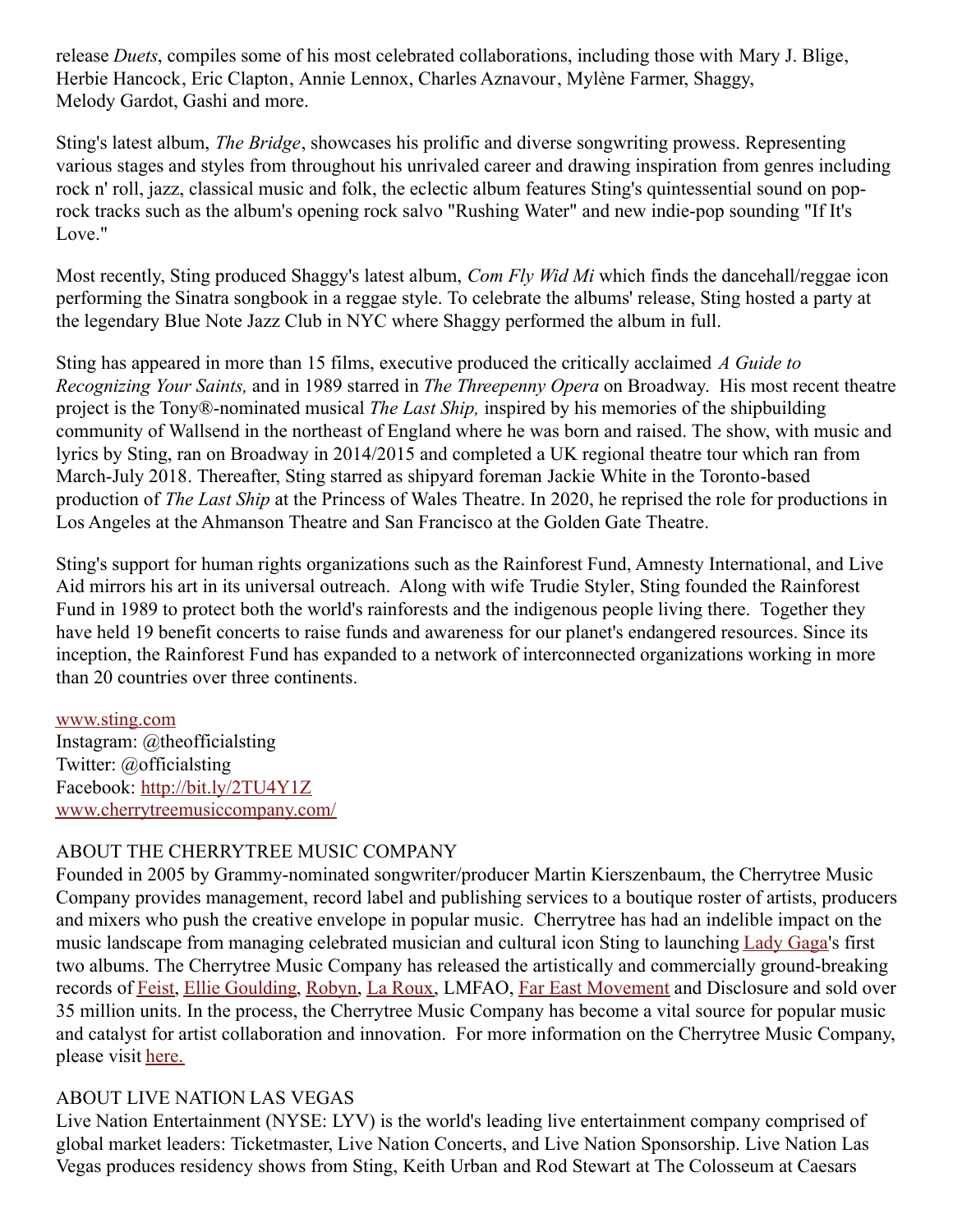release *Duets*, compiles some of his most celebrated collaborations, including those with Mary J. Blige, Herbie Hancock, Eric Clapton, Annie Lennox, Charles Aznavour, Mylène Farmer, Shaggy, Melody Gardot, Gashi and more.

Sting's latest album, *The Bridge*, showcases his prolific and diverse songwriting prowess. Representing various stages and styles from throughout his unrivaled career and drawing inspiration from genres including rock n' roll, jazz, classical music and folk, the eclectic album features Sting's quintessential sound on pop-rock tracks such as the album's opening rock salvo "Rushing Water" and new indie-pop sounding "If It's Love."

Most recently, Sting produced Shaggy's latest album, *Com Fly Wid Mi* which finds the dancehall/reggae icon performing the Sinatra songbook in a reggae style. To celebrate the albums' release, Sting hosted a party at the legendary Blue Note Jazz Club in NYC where Shaggy performed the album in full.

Sting has appeared in more than 15 films, executive produced the critically acclaimed *A Guide to Recognizing Your Saints,* and in 1989 starred in *The Threepenny Opera* on Broadway. His most recent theatre project is the Tony®-nominated musical *The Last Ship,* inspired by his memories of the shipbuilding community of Wallsend in the northeast of England where he was born and raised. The show, with music and lyrics by Sting, ran on Broadway in 2014/2015 and completed a UK regional theatre tour which ran from March-July 2018. Thereafter, Sting starred as shipyard foreman Jackie White in the Toronto-based production of *The Last Ship* at the Princess of Wales Theatre. In 2020, he reprised the role for productions in Los Angeles at the Ahmanson Theatre and San Francisco at the Golden Gate Theatre.

Sting's support for human rights organizations such as the Rainforest Fund, Amnesty International, and Live Aid mirrors his art in its universal outreach. Along with wife Trudie Styler, Sting founded the Rainforest Fund in 1989 to protect both the world's rainforests and the indigenous people living there. Together they have held 19 benefit concerts to raise funds and awareness for our planet's endangered resources. Since its inception, the Rainforest Fund has expanded to a network of interconnected organizations working in more than 20 countries over three continents.

www.sting.com
Instagram: @theofficialsting
Twitter: @officialsting
Facebook: http://bit.ly/2TU4Y1Z
www.cherrytreemusiccompany.com/

ABOUT THE CHERRYTREE MUSIC COMPANY

Founded in 2005 by Grammy-nominated songwriter/producer Martin Kierszenbaum, the Cherrytree Music Company provides management, record label and publishing services to a boutique roster of artists, producers and mixers who push the creative envelope in popular music. Cherrytree has had an indelible impact on the music landscape from managing celebrated musician and cultural icon Sting to launching Lady Gaga's first two albums. The Cherrytree Music Company has released the artistically and commercially ground-breaking records of Feist, Ellie Goulding, Robyn, La Roux, LMFAO, Far East Movement and Disclosure and sold over 35 million units. In the process, the Cherrytree Music Company has become a vital source for popular music and catalyst for artist collaboration and innovation. For more information on the Cherrytree Music Company, please visit here.

ABOUT LIVE NATION LAS VEGAS

Live Nation Entertainment (NYSE: LYV) is the world's leading live entertainment company comprised of global market leaders: Ticketmaster, Live Nation Concerts, and Live Nation Sponsorship. Live Nation Las Vegas produces residency shows from Sting, Keith Urban and Rod Stewart at The Colosseum at Caesars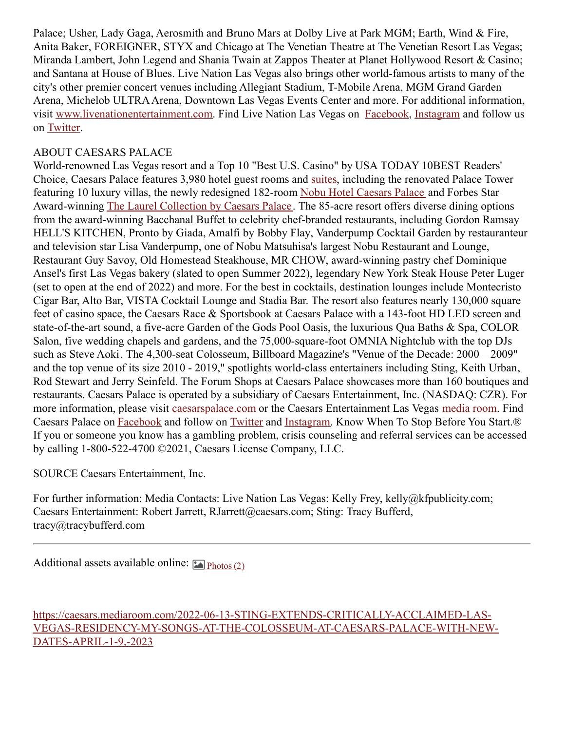Palace; Usher, Lady Gaga, Aerosmith and Bruno Mars at Dolby Live at Park MGM; Earth, Wind & Fire, Anita Baker, FOREIGNER, STYX and Chicago at The Venetian Theatre at The Venetian Resort Las Vegas; Miranda Lambert, John Legend and Shania Twain at Zappos Theater at Planet Hollywood Resort & Casino; and Santana at House of Blues. Live Nation Las Vegas also brings other world-famous artists to many of the city's other premier concert venues including Allegiant Stadium, T-Mobile Arena, MGM Grand Garden Arena, Michelob ULTRA Arena, Downtown Las Vegas Events Center and more. For additional information, visit [www.livenationentertainment.com](http://www.livenationentertainment.com). Find Live Nation Las Vegas on [Facebook](), [Instagram]() and follow us on [Twitter]().

ABOUT CAESARS PALACE

World-renowned Las Vegas resort and a Top 10 "Best U.S. Casino" by USA TODAY 10BEST Readers' Choice, Caesars Palace features 3,980 hotel guest rooms and [suites](), including the renovated Palace Tower featuring 10 luxury villas, the newly redesigned 182-room [Nobu Hotel Caesars Palace]() and Forbes Star Award-winning [The Laurel Collection by Caesars Palace](). The 85-acre resort offers diverse dining options from the award-winning Bacchanal Buffet to celebrity chef-branded restaurants, including Gordon Ramsay HELL'S KITCHEN, Pronto by Giada, Amalfi by Bobby Flay, Vanderpump Cocktail Garden by restauranteur and television star Lisa Vanderpump, one of Nobu Matsuhisa's largest Nobu Restaurant and Lounge, Restaurant Guy Savoy, Old Homestead Steakhouse, MR CHOW, award-winning pastry chef Dominique Ansel's first Las Vegas bakery (slated to open Summer 2022), legendary New York Steak House Peter Luger (set to open at the end of 2022) and more. For the best in cocktails, destination lounges include Montecristo Cigar Bar, Alto Bar, VISTA Cocktail Lounge and Stadia Bar. The resort also features nearly 130,000 square feet of casino space, the Caesars Race & Sportsbook at Caesars Palace with a 143-foot HD LED screen and state-of-the-art sound, a five-acre Garden of the Gods Pool Oasis, the luxurious Qua Baths & Spa, COLOR Salon, five wedding chapels and gardens, and the 75,000-square-foot OMNIA Nightclub with the top DJs such as Steve Aoki. The 4,300-seat Colosseum, Billboard Magazine's "Venue of the Decade: 2000 – 2009" and the top venue of its size 2010 - 2019," spotlights world-class entertainers including Sting, Keith Urban, Rod Stewart and Jerry Seinfeld. The Forum Shops at Caesars Palace showcases more than 160 boutiques and restaurants. Caesars Palace is operated by a subsidiary of Caesars Entertainment, Inc. (NASDAQ: CZR). For more information, please visit [caesarspalace.com]() or the Caesars Entertainment Las Vegas [media room](). Find Caesars Palace on [Facebook]() and follow on [Twitter]() and [Instagram](). Know When To Stop Before You Start.® If you or someone you know has a gambling problem, crisis counseling and referral services can be accessed by calling 1-800-522-4700 ©2021, Caesars License Company, LLC.

SOURCE Caesars Entertainment, Inc.

For further information: Media Contacts: Live Nation Las Vegas: Kelly Frey, kelly@kfpublicity.com; Caesars Entertainment: Robert Jarrett, RJarrett@caesars.com; Sting: Tracy Bufferd, tracy@tracybufferd.com

---

Additional assets available online: [Photos (2)]()

[https://caesars.mediaroom.com/2022-06-13-STING-EXTENDS-CRITICALLY-ACCLAIMED-LAS-VEGAS-RESIDENCY-MY-SONGS-AT-THE-COLOSSEUM-AT-CAESARS-PALACE-WITH-NEW-DATES-APRIL-1-9,-2023](https://caesars.mediaroom.com/2022-06-13-STING-EXTENDS-CRITICALLY-ACCLAIMED-LAS-VEGAS-RESIDENCY-MY-SONGS-AT-THE-COLOSSEUM-AT-CAESARS-PALACE-WITH-NEW-DATES-APRIL-1-9,-2023)